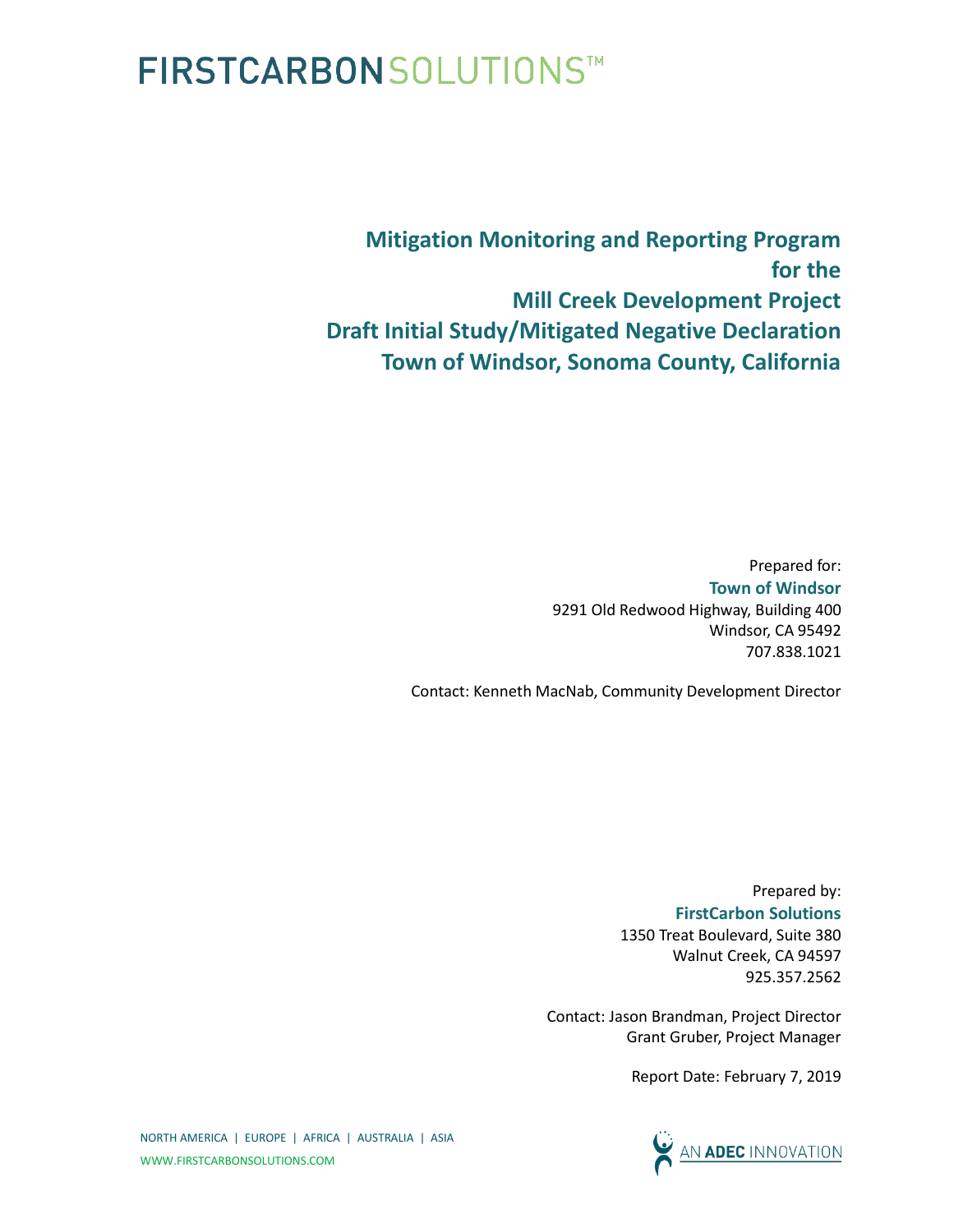FIRSTCARBONSOLUTIONS™

# Mitigation Monitoring and Reporting Program for the Mill Creek Development Project Draft Initial Study/Mitigated Negative Declaration Town of Windsor, Sonoma County, California

Prepared for:
**Town of Windsor**
9291 Old Redwood Highway, Building 400
Windsor, CA 95492
707.838.1021

Contact: Kenneth MacNab, Community Development Director

Prepared by:
**FirstCarbon Solutions**
1350 Treat Boulevard, Suite 380
Walnut Creek, CA 94597
925.357.2562

Contact: Jason Brandman, Project Director
Grant Gruber, Project Manager

Report Date: February 7, 2019

NORTH AMERICA | EUROPE | AFRICA | AUSTRALIA | ASIA
WWW.FIRSTCARBONSOLUTIONS.COM

AN ADEC INNOVATION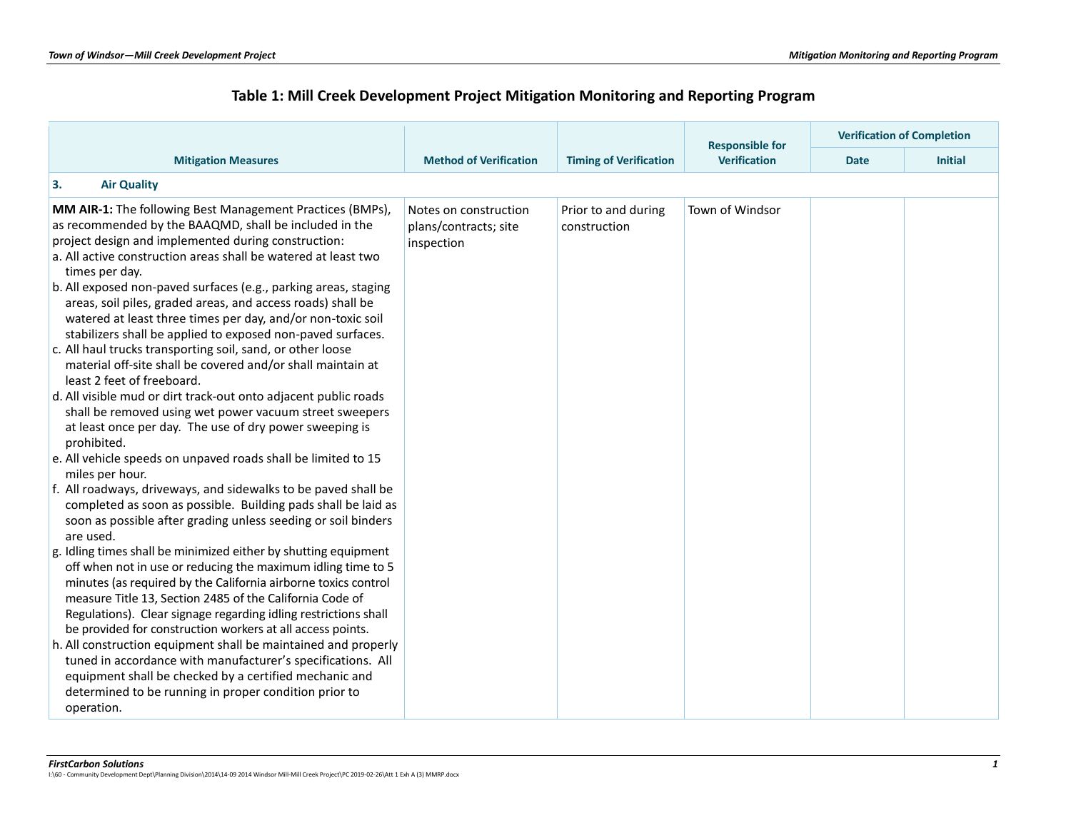## Table 1: Mill Creek Development Project Mitigation Monitoring and Reporting Program

| Mitigation Measures | Method of Verification | Timing of Verification | Responsible for Verification | Verification of Completion | |
|---|---|---|---|---|---|
| | | | | Date | Initial |
| **3. Air Quality** | | | | | |
| **MM AIR-1:** The following Best Management Practices (BMPs), as recommended by the BAAQMD, shall be included in the project design and implemented during construction:<br>a. All active construction areas shall be watered at least two times per day.<br>b. All exposed non-paved surfaces (e.g., parking areas, staging areas, soil piles, graded areas, and access roads) shall be watered at least three times per day, and/or non-toxic soil stabilizers shall be applied to exposed non-paved surfaces.<br>c. All haul trucks transporting soil, sand, or other loose material off-site shall be covered and/or shall maintain at least 2 feet of freeboard.<br>d. All visible mud or dirt track-out onto adjacent public roads shall be removed using wet power vacuum street sweepers at least once per day. The use of dry power sweeping is prohibited.<br>e. All vehicle speeds on unpaved roads shall be limited to 15 miles per hour.<br>f. All roadways, driveways, and sidewalks to be paved shall be completed as soon as possible. Building pads shall be laid as soon as possible after grading unless seeding or soil binders are used.<br>g. Idling times shall be minimized either by shutting equipment off when not in use or reducing the maximum idling time to 5 minutes (as required by the California airborne toxics control measure Title 13, Section 2485 of the California Code of Regulations). Clear signage regarding idling restrictions shall be provided for construction workers at all access points.<br>h. All construction equipment shall be maintained and properly tuned in accordance with manufacturer's specifications. All equipment shall be checked by a certified mechanic and determined to be running in proper condition prior to operation. | Notes on construction plans/contracts; site inspection | Prior to and during construction | Town of Windsor | | |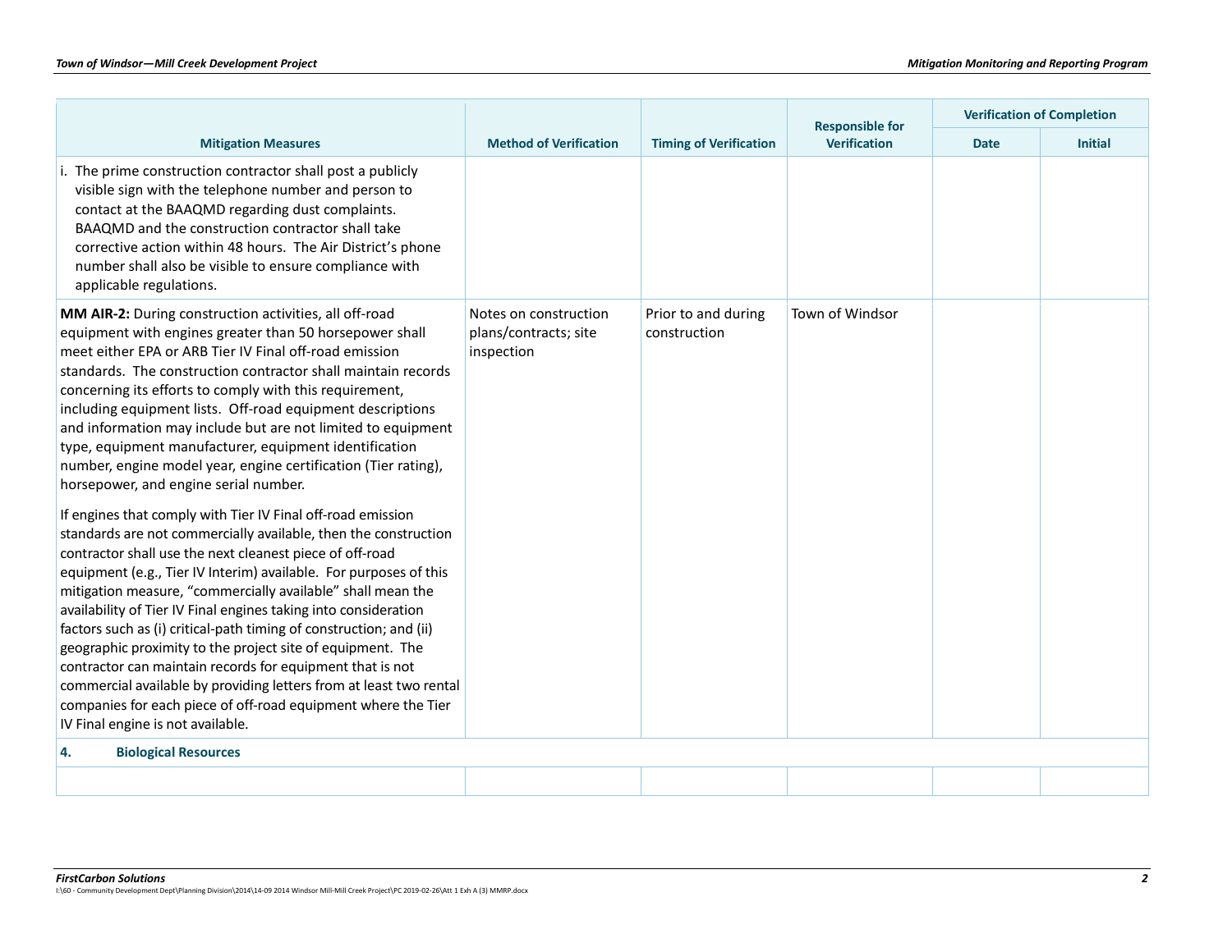| Mitigation Measures | Method of Verification | Timing of Verification | Responsible for Verification | Verification of Completion | |
|---|---|---|---|---|---|
| | | | | Date | Initial |
| i. The prime construction contractor shall post a publicly visible sign with the telephone number and person to contact at the BAAQMD regarding dust complaints. BAAQMD and the construction contractor shall take corrective action within 48 hours. The Air District's phone number shall also be visible to ensure compliance with applicable regulations. | | | | | |
| **MM AIR-2:** During construction activities, all off-road equipment with engines greater than 50 horsepower shall meet either EPA or ARB Tier IV Final off-road emission standards. The construction contractor shall maintain records concerning its efforts to comply with this requirement, including equipment lists. Off-road equipment descriptions and information may include but are not limited to equipment type, equipment manufacturer, equipment identification number, engine model year, engine certification (Tier rating), horsepower, and engine serial number.<br><br>If engines that comply with Tier IV Final off-road emission standards are not commercially available, then the construction contractor shall use the next cleanest piece of off-road equipment (e.g., Tier IV Interim) available. For purposes of this mitigation measure, "commercially available" shall mean the availability of Tier IV Final engines taking into consideration factors such as (i) critical-path timing of construction; and (ii) geographic proximity to the project site of equipment. The contractor can maintain records for equipment that is not commercial available by providing letters from at least two rental companies for each piece of off-road equipment where the Tier IV Final engine is not available. | Notes on construction plans/contracts; site inspection | Prior to and during construction | Town of Windsor | | |
| **4. Biological Resources** | | | | | |
| | | | | | |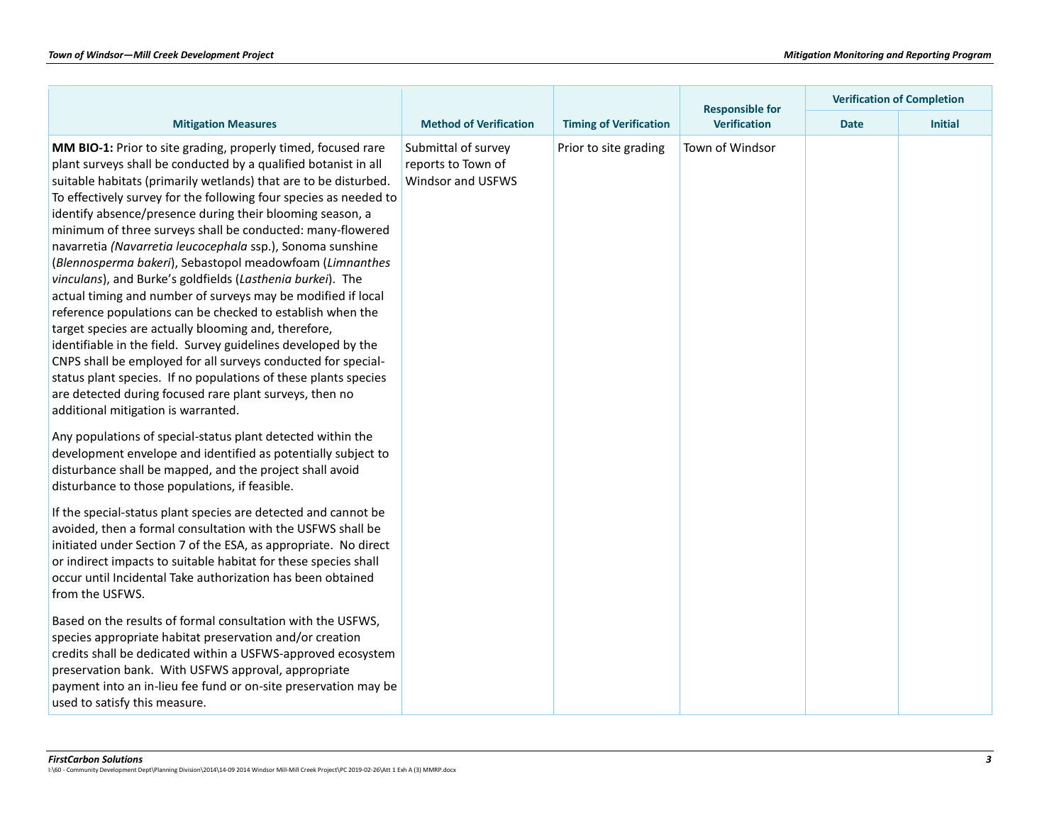| Mitigation Measures | Method of Verification | Timing of Verification | Responsible for Verification | Verification of Completion | |
|---|---|---|---|---|---|
| | | | | Date | Initial |
| **MM BIO-1:** Prior to site grading, properly timed, focused rare plant surveys shall be conducted by a qualified botanist in all suitable habitats (primarily wetlands) that are to be disturbed. To effectively survey for the following four species as needed to identify absence/presence during their blooming season, a minimum of three surveys shall be conducted: many-flowered navarretia *(Navarretia leucocephala* ssp.), Sonoma sunshine (*Blennosperma bakeri*), Sebastopol meadowfoam (*Limnanthes vinculans*), and Burke's goldfields (*Lasthenia burkei*). The actual timing and number of surveys may be modified if local reference populations can be checked to establish when the target species are actually blooming and, therefore, identifiable in the field. Survey guidelines developed by the CNPS shall be employed for all surveys conducted for special-status plant species. If no populations of these plants species are detected during focused rare plant surveys, then no additional mitigation is warranted.<br><br>Any populations of special-status plant detected within the development envelope and identified as potentially subject to disturbance shall be mapped, and the project shall avoid disturbance to those populations, if feasible.<br><br>If the special-status plant species are detected and cannot be avoided, then a formal consultation with the USFWS shall be initiated under Section 7 of the ESA, as appropriate. No direct or indirect impacts to suitable habitat for these species shall occur until Incidental Take authorization has been obtained from the USFWS.<br><br>Based on the results of formal consultation with the USFWS, species appropriate habitat preservation and/or creation credits shall be dedicated within a USFWS-approved ecosystem preservation bank. With USFWS approval, appropriate payment into an in-lieu fee fund or on-site preservation may be used to satisfy this measure. | Submittal of survey reports to Town of Windsor and USFWS | Prior to site grading | Town of Windsor | | |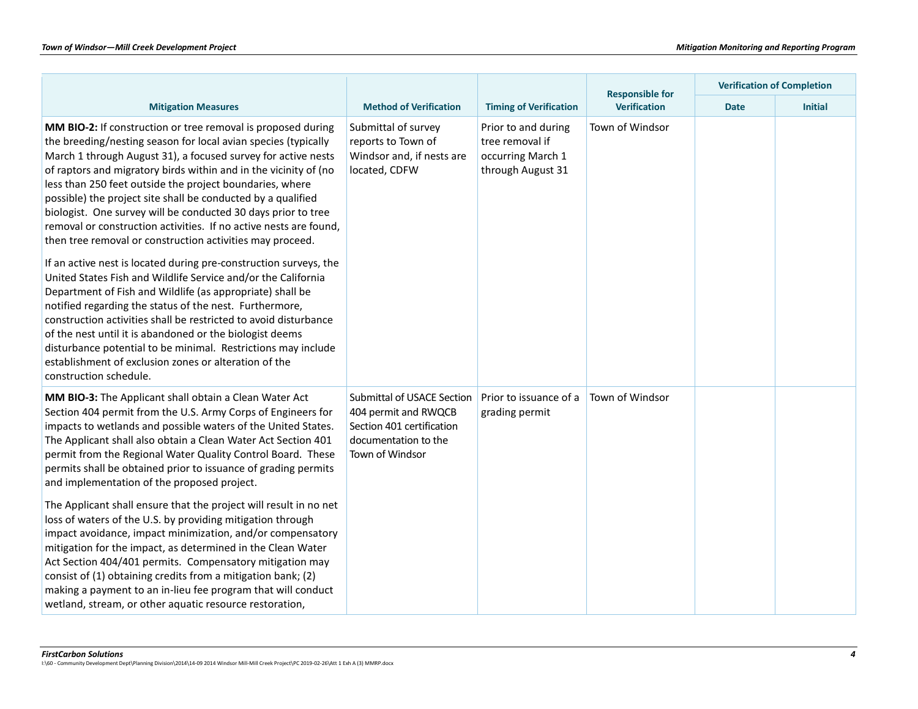| Mitigation Measures | Method of Verification | Timing of Verification | Responsible for Verification | Verification of Completion | |
|---|---|---|---|---|---|
| | | | | Date | Initial |
| **MM BIO-2:** If construction or tree removal is proposed during the breeding/nesting season for local avian species (typically March 1 through August 31), a focused survey for active nests of raptors and migratory birds within and in the vicinity of (no less than 250 feet outside the project boundaries, where possible) the project site shall be conducted by a qualified biologist. One survey will be conducted 30 days prior to tree removal or construction activities. If no active nests are found, then tree removal or construction activities may proceed.<br><br>If an active nest is located during pre-construction surveys, the United States Fish and Wildlife Service and/or the California Department of Fish and Wildlife (as appropriate) shall be notified regarding the status of the nest. Furthermore, construction activities shall be restricted to avoid disturbance of the nest until it is abandoned or the biologist deems disturbance potential to be minimal. Restrictions may include establishment of exclusion zones or alteration of the construction schedule. | Submittal of survey reports to Town of Windsor and, if nests are located, CDFW | Prior to and during tree removal if occurring March 1 through August 31 | Town of Windsor | | |
| **MM BIO-3:** The Applicant shall obtain a Clean Water Act Section 404 permit from the U.S. Army Corps of Engineers for impacts to wetlands and possible waters of the United States. The Applicant shall also obtain a Clean Water Act Section 401 permit from the Regional Water Quality Control Board. These permits shall be obtained prior to issuance of grading permits and implementation of the proposed project.<br><br>The Applicant shall ensure that the project will result in no net loss of waters of the U.S. by providing mitigation through impact avoidance, impact minimization, and/or compensatory mitigation for the impact, as determined in the Clean Water Act Section 404/401 permits. Compensatory mitigation may consist of (1) obtaining credits from a mitigation bank; (2) making a payment to an in-lieu fee program that will conduct wetland, stream, or other aquatic resource restoration, | Submittal of USACE Section 404 permit and RWQCB Section 401 certification documentation to the Town of Windsor | Prior to issuance of a grading permit | Town of Windsor | | |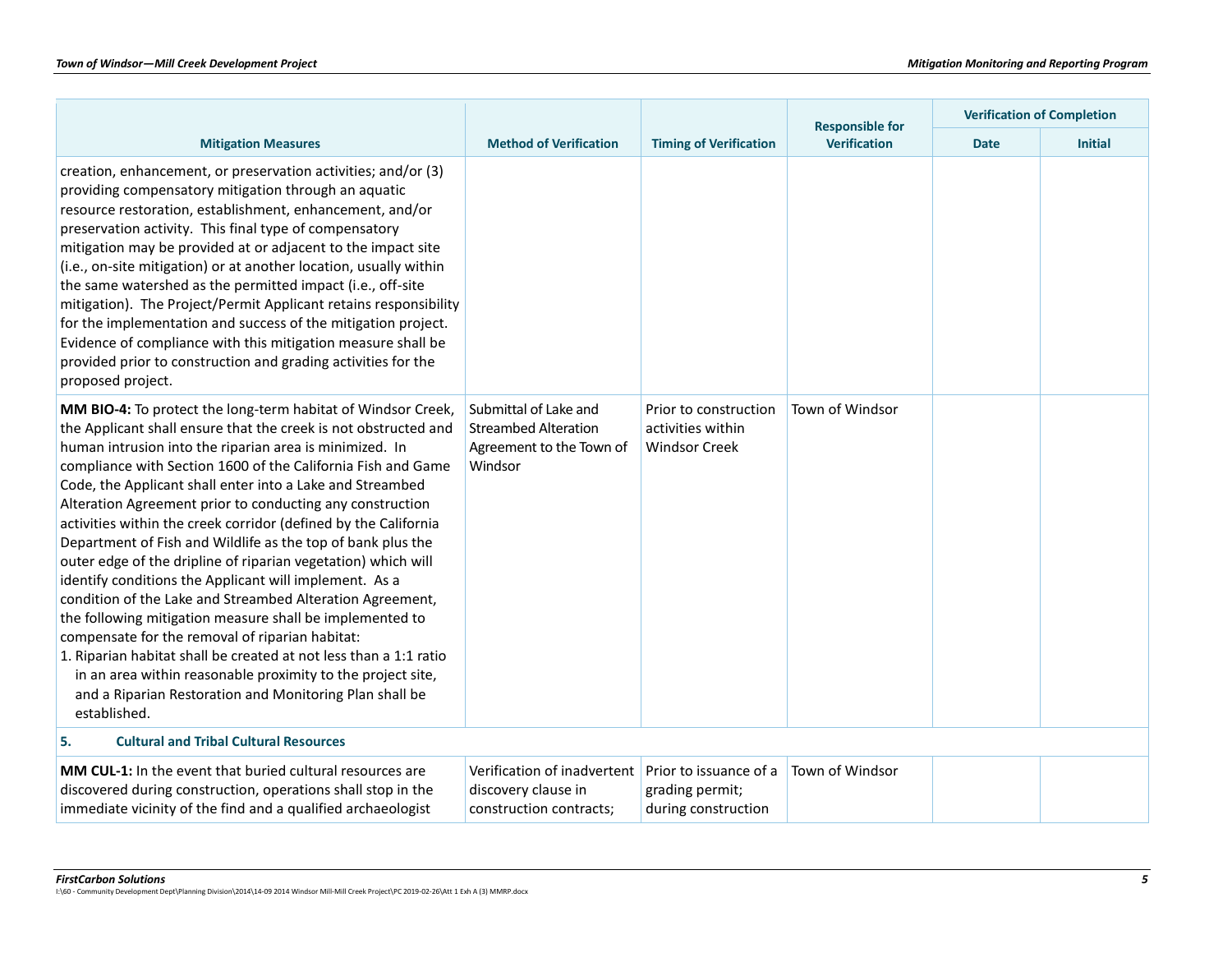| Mitigation Measures | Method of Verification | Timing of Verification | Responsible for Verification | Verification of Completion | |
|---|---|---|---|---|---|
| | | | | Date | Initial |
| creation, enhancement, or preservation activities; and/or (3) providing compensatory mitigation through an aquatic resource restoration, establishment, enhancement, and/or preservation activity. This final type of compensatory mitigation may be provided at or adjacent to the impact site (i.e., on-site mitigation) or at another location, usually within the same watershed as the permitted impact (i.e., off-site mitigation). The Project/Permit Applicant retains responsibility for the implementation and success of the mitigation project. Evidence of compliance with this mitigation measure shall be provided prior to construction and grading activities for the proposed project. | | | | | |
| **MM BIO-4:** To protect the long-term habitat of Windsor Creek, the Applicant shall ensure that the creek is not obstructed and human intrusion into the riparian area is minimized. In compliance with Section 1600 of the California Fish and Game Code, the Applicant shall enter into a Lake and Streambed Alteration Agreement prior to conducting any construction activities within the creek corridor (defined by the California Department of Fish and Wildlife as the top of bank plus the outer edge of the dripline of riparian vegetation) which will identify conditions the Applicant will implement. As a condition of the Lake and Streambed Alteration Agreement, the following mitigation measure shall be implemented to compensate for the removal of riparian habitat:<br>1. Riparian habitat shall be created at not less than a 1:1 ratio in an area within reasonable proximity to the project site, and a Riparian Restoration and Monitoring Plan shall be established. | Submittal of Lake and Streambed Alteration Agreement to the Town of Windsor | Prior to construction activities within Windsor Creek | Town of Windsor | | |
| **5. Cultural and Tribal Cultural Resources** | | | | | |
| **MM CUL-1:** In the event that buried cultural resources are discovered during construction, operations shall stop in the immediate vicinity of the find and a qualified archaeologist | Verification of inadvertent discovery clause in construction contracts; | Prior to issuance of a grading permit; during construction | Town of Windsor | | |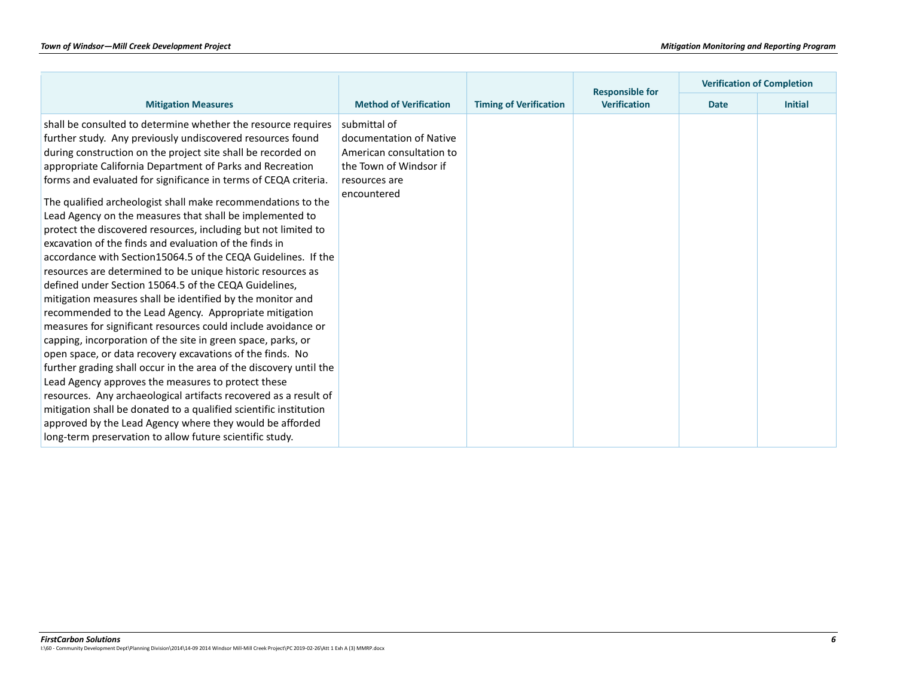| Mitigation Measures | Method of Verification | Timing of Verification | Responsible for Verification | Verification of Completion | |
|---|---|---|---|---|---|
| | | | | Date | Initial |
| shall be consulted to determine whether the resource requires further study. Any previously undiscovered resources found during construction on the project site shall be recorded on appropriate California Department of Parks and Recreation forms and evaluated for significance in terms of CEQA criteria.<br><br>The qualified archeologist shall make recommendations to the Lead Agency on the measures that shall be implemented to protect the discovered resources, including but not limited to excavation of the finds and evaluation of the finds in accordance with Section15064.5 of the CEQA Guidelines. If the resources are determined to be unique historic resources as defined under Section 15064.5 of the CEQA Guidelines, mitigation measures shall be identified by the monitor and recommended to the Lead Agency. Appropriate mitigation measures for significant resources could include avoidance or capping, incorporation of the site in green space, parks, or open space, or data recovery excavations of the finds. No further grading shall occur in the area of the discovery until the Lead Agency approves the measures to protect these resources. Any archaeological artifacts recovered as a result of mitigation shall be donated to a qualified scientific institution approved by the Lead Agency where they would be afforded long-term preservation to allow future scientific study. | submittal of documentation of Native American consultation to the Town of Windsor if resources are encountered | | | | |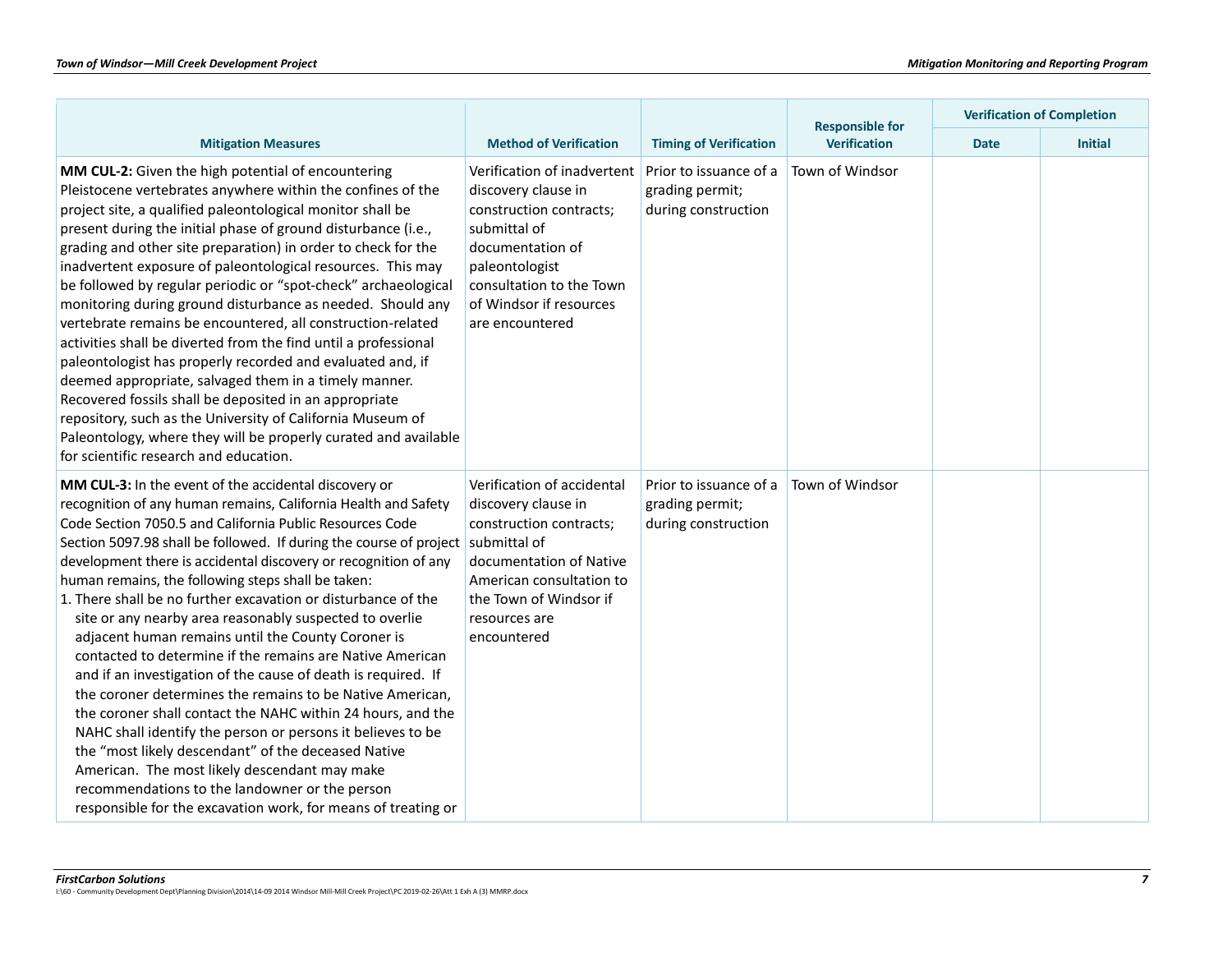| Mitigation Measures | Method of Verification | Timing of Verification | Responsible for Verification | Verification of Completion | |
|---|---|---|---|---|---|
| | | | | Date | Initial |
| **MM CUL-2:** Given the high potential of encountering Pleistocene vertebrates anywhere within the confines of the project site, a qualified paleontological monitor shall be present during the initial phase of ground disturbance (i.e., grading and other site preparation) in order to check for the inadvertent exposure of paleontological resources. This may be followed by regular periodic or "spot-check" archaeological monitoring during ground disturbance as needed. Should any vertebrate remains be encountered, all construction-related activities shall be diverted from the find until a professional paleontologist has properly recorded and evaluated and, if deemed appropriate, salvaged them in a timely manner. Recovered fossils shall be deposited in an appropriate repository, such as the University of California Museum of Paleontology, where they will be properly curated and available for scientific research and education. | Verification of inadvertent discovery clause in construction contracts; submittal of documentation of paleontologist consultation to the Town of Windsor if resources are encountered | Prior to issuance of a grading permit; during construction | Town of Windsor | | |
| **MM CUL-3:** In the event of the accidental discovery or recognition of any human remains, California Health and Safety Code Section 7050.5 and California Public Resources Code Section 5097.98 shall be followed. If during the course of project development there is accidental discovery or recognition of any human remains, the following steps shall be taken:<br>1. There shall be no further excavation or disturbance of the site or any nearby area reasonably suspected to overlie adjacent human remains until the County Coroner is contacted to determine if the remains are Native American and if an investigation of the cause of death is required. If the coroner determines the remains to be Native American, the coroner shall contact the NAHC within 24 hours, and the NAHC shall identify the person or persons it believes to be the "most likely descendant" of the deceased Native American. The most likely descendant may make recommendations to the landowner or the person responsible for the excavation work, for means of treating or | Verification of accidental discovery clause in construction contracts; submittal of documentation of Native American consultation to the Town of Windsor if resources are encountered | Prior to issuance of a grading permit; during construction | Town of Windsor | | |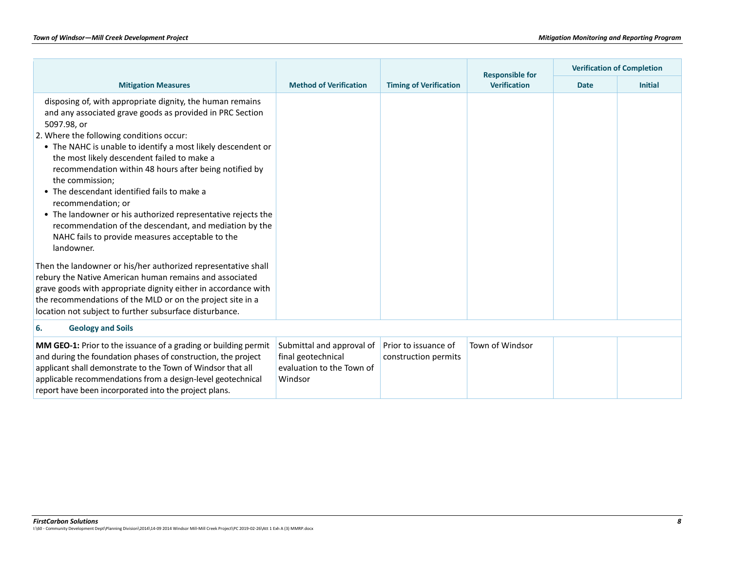| Mitigation Measures | Method of Verification | Timing of Verification | Responsible for Verification | Verification of Completion | |
|---|---|---|---|---|---|
| | | | | Date | Initial |
| disposing of, with appropriate dignity, the human remains and any associated grave goods as provided in PRC Section 5097.98, or<br>2. Where the following conditions occur:<br>• The NAHC is unable to identify a most likely descendent or the most likely descendent failed to make a recommendation within 48 hours after being notified by the commission;<br>• The descendant identified fails to make a recommendation; or<br>• The landowner or his authorized representative rejects the recommendation of the descendant, and mediation by the NAHC fails to provide measures acceptable to the landowner.<br><br>Then the landowner or his/her authorized representative shall rebury the Native American human remains and associated grave goods with appropriate dignity either in accordance with the recommendations of the MLD or on the project site in a location not subject to further subsurface disturbance. | | | | | |
| **6. Geology and Soils** | | | | | |
| **MM GEO-1:** Prior to the issuance of a grading or building permit and during the foundation phases of construction, the project applicant shall demonstrate to the Town of Windsor that all applicable recommendations from a design-level geotechnical report have been incorporated into the project plans. | Submittal and approval of final geotechnical evaluation to the Town of Windsor | Prior to issuance of construction permits | Town of Windsor | | |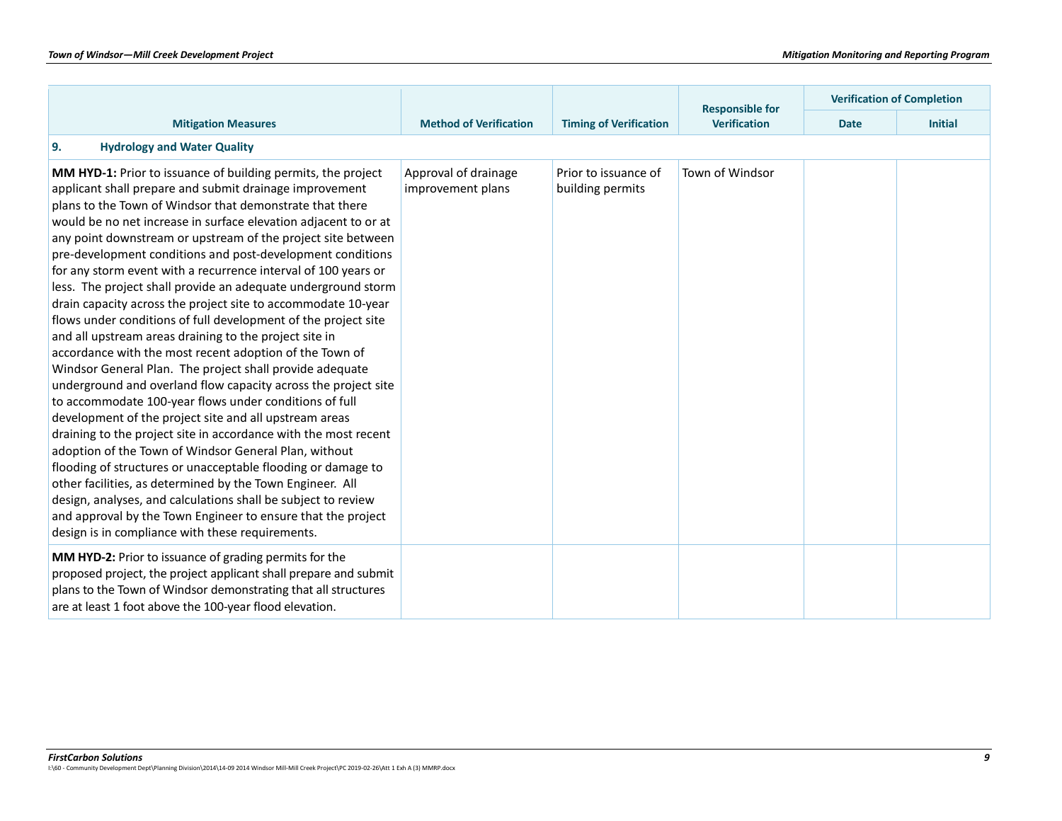| Mitigation Measures | Method of Verification | Timing of Verification | Responsible for Verification | Verification of Completion | |
|---|---|---|---|---|---|
| | | | | Date | Initial |
| **9. Hydrology and Water Quality** | | | | | |
| **MM HYD-1:** Prior to issuance of building permits, the project applicant shall prepare and submit drainage improvement plans to the Town of Windsor that demonstrate that there would be no net increase in surface elevation adjacent to or at any point downstream or upstream of the project site between pre-development conditions and post-development conditions for any storm event with a recurrence interval of 100 years or less. The project shall provide an adequate underground storm drain capacity across the project site to accommodate 10-year flows under conditions of full development of the project site and all upstream areas draining to the project site in accordance with the most recent adoption of the Town of Windsor General Plan. The project shall provide adequate underground and overland flow capacity across the project site to accommodate 100-year flows under conditions of full development of the project site and all upstream areas draining to the project site in accordance with the most recent adoption of the Town of Windsor General Plan, without flooding of structures or unacceptable flooding or damage to other facilities, as determined by the Town Engineer. All design, analyses, and calculations shall be subject to review and approval by the Town Engineer to ensure that the project design is in compliance with these requirements. | Approval of drainage improvement plans | Prior to issuance of building permits | Town of Windsor | | |
| **MM HYD-2:** Prior to issuance of grading permits for the proposed project, the project applicant shall prepare and submit plans to the Town of Windsor demonstrating that all structures are at least 1 foot above the 100-year flood elevation. | | | | | |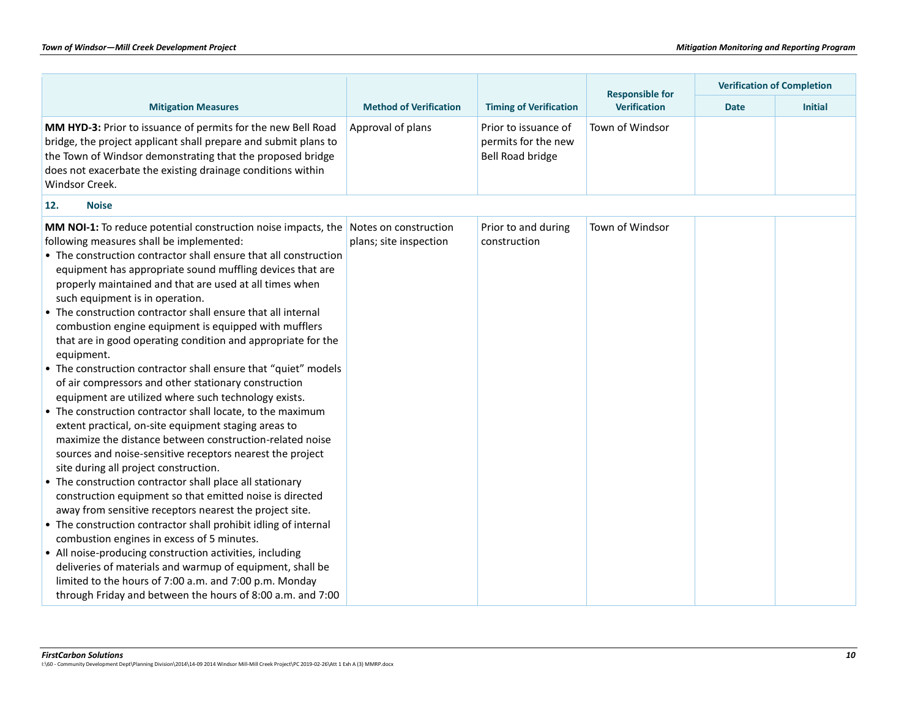| Mitigation Measures | Method of Verification | Timing of Verification | Responsible for Verification | Verification of Completion | |
|---|---|---|---|---|---|
| | | | | Date | Initial |
| **MM HYD-3:** Prior to issuance of permits for the new Bell Road bridge, the project applicant shall prepare and submit plans to the Town of Windsor demonstrating that the proposed bridge does not exacerbate the existing drainage conditions within Windsor Creek. | Approval of plans | Prior to issuance of permits for the new Bell Road bridge | Town of Windsor | | |
| **12. Noise** | | | | | |
| **MM NOI-1:** To reduce potential construction noise impacts, the following measures shall be implemented:<br>• The construction contractor shall ensure that all construction equipment has appropriate sound muffling devices that are properly maintained and that are used at all times when such equipment is in operation.<br>• The construction contractor shall ensure that all internal combustion engine equipment is equipped with mufflers that are in good operating condition and appropriate for the equipment.<br>• The construction contractor shall ensure that "quiet" models of air compressors and other stationary construction equipment are utilized where such technology exists.<br>• The construction contractor shall locate, to the maximum extent practical, on-site equipment staging areas to maximize the distance between construction-related noise sources and noise-sensitive receptors nearest the project site during all project construction.<br>• The construction contractor shall place all stationary construction equipment so that emitted noise is directed away from sensitive receptors nearest the project site.<br>• The construction contractor shall prohibit idling of internal combustion engines in excess of 5 minutes.<br>• All noise-producing construction activities, including deliveries of materials and warmup of equipment, shall be limited to the hours of 7:00 a.m. and 7:00 p.m. Monday through Friday and between the hours of 8:00 a.m. and 7:00 | Notes on construction plans; site inspection | Prior to and during construction | Town of Windsor | | |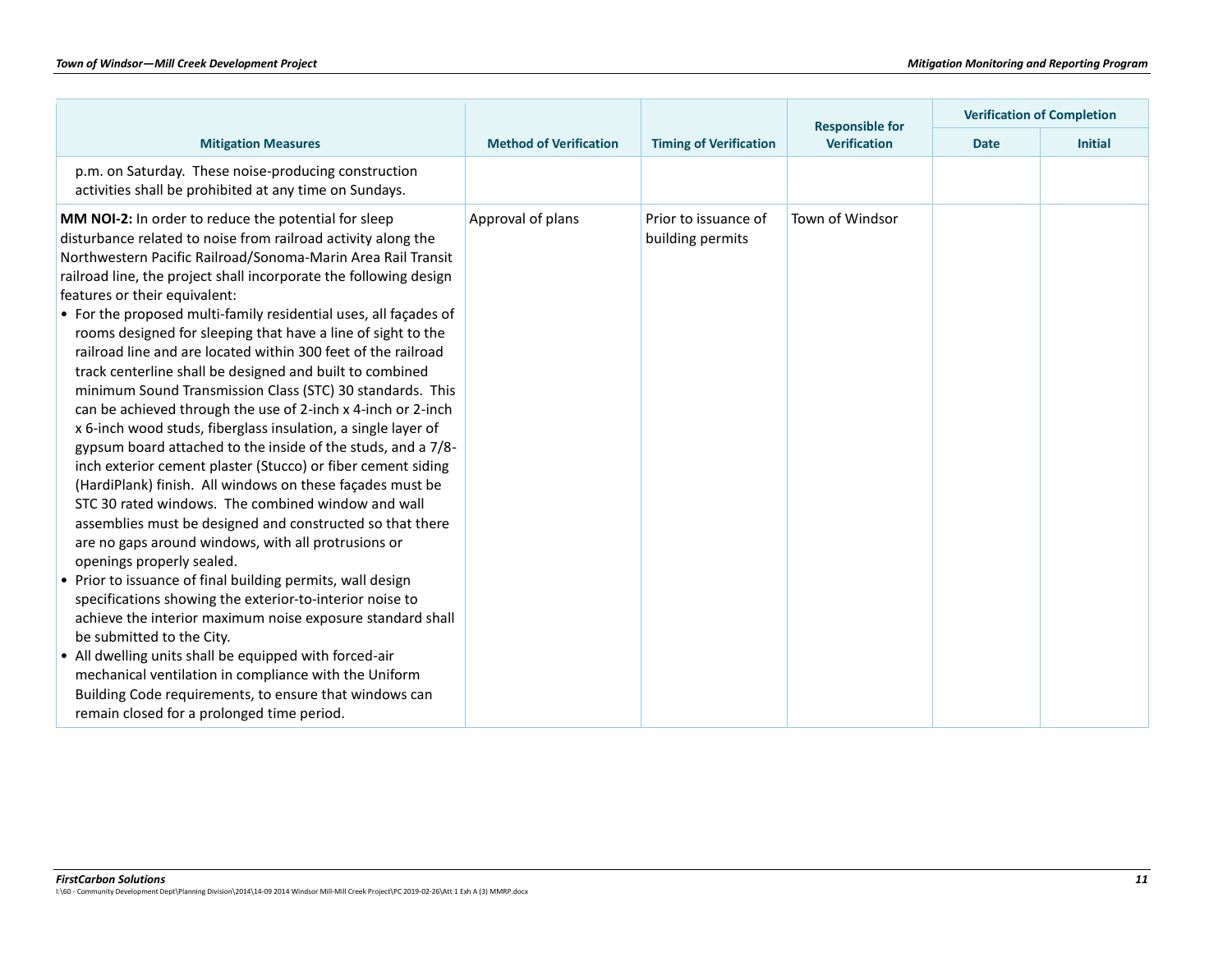| Mitigation Measures | Method of Verification | Timing of Verification | Responsible for Verification | Verification of Completion | |
|---|---|---|---|---|---|
| | | | | Date | Initial |
| p.m. on Saturday. These noise-producing construction activities shall be prohibited at any time on Sundays. | | | | | |
| **MM NOI-2:** In order to reduce the potential for sleep disturbance related to noise from railroad activity along the Northwestern Pacific Railroad/Sonoma-Marin Area Rail Transit railroad line, the project shall incorporate the following design features or their equivalent:<br>• For the proposed multi-family residential uses, all façades of rooms designed for sleeping that have a line of sight to the railroad line and are located within 300 feet of the railroad track centerline shall be designed and built to combined minimum Sound Transmission Class (STC) 30 standards. This can be achieved through the use of 2-inch x 4-inch or 2-inch x 6-inch wood studs, fiberglass insulation, a single layer of gypsum board attached to the inside of the studs, and a 7/8-inch exterior cement plaster (Stucco) or fiber cement siding (HardiPlank) finish. All windows on these façades must be STC 30 rated windows. The combined window and wall assemblies must be designed and constructed so that there are no gaps around windows, with all protrusions or openings properly sealed.<br>• Prior to issuance of final building permits, wall design specifications showing the exterior-to-interior noise to achieve the interior maximum noise exposure standard shall be submitted to the City.<br>• All dwelling units shall be equipped with forced-air mechanical ventilation in compliance with the Uniform Building Code requirements, to ensure that windows can remain closed for a prolonged time period. | Approval of plans | Prior to issuance of building permits | Town of Windsor | | |